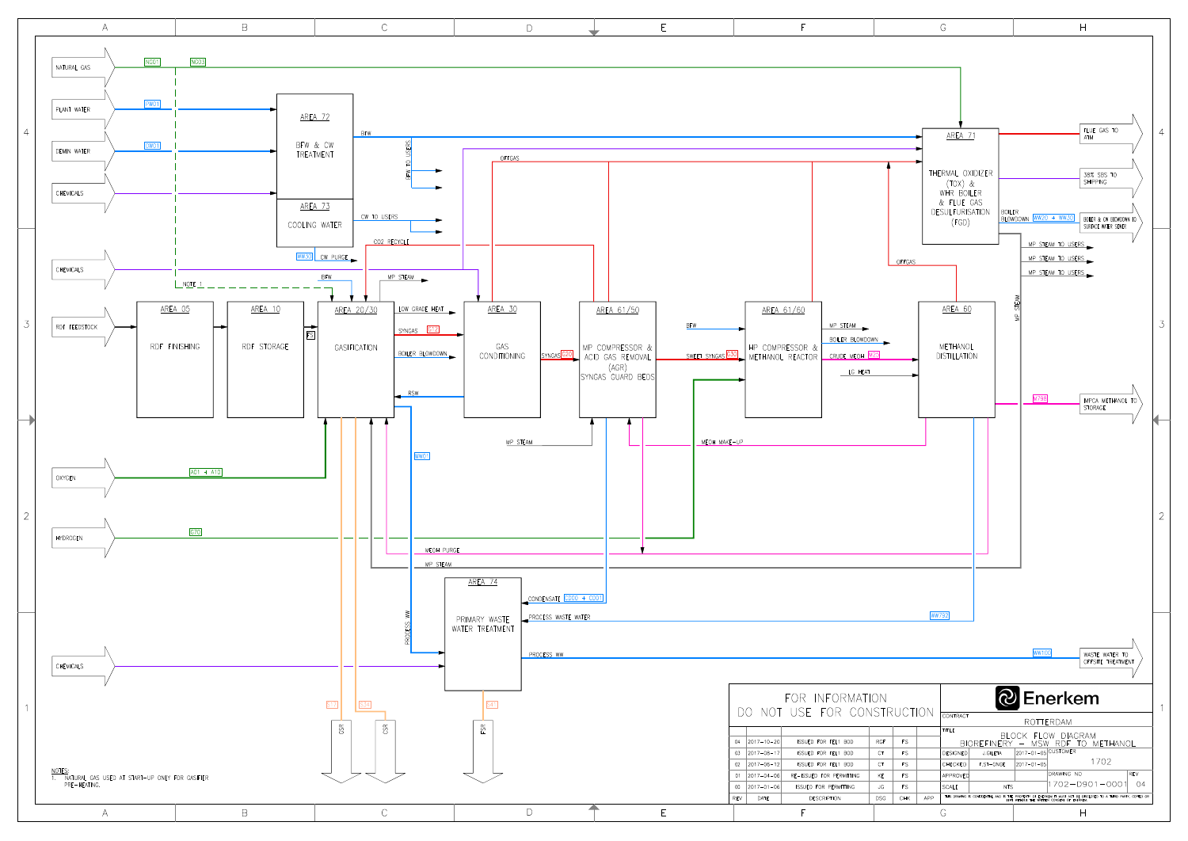# BLOCK FLOW DIAGRAM — BIOREFINERY – MSW RDF TO METHANOL

**FOR INFORMATION — DO NOT USE FOR CONSTRUCTION**

## Inputs

- NATURAL GAS (NG01, NG03)
- PLANT WATER (PW01)
- DEMIN WATER (DW01)
- CHEMICALS
- CHEMICALS
- RDF FEEDSTOCK
- OXYGEN (A01 → A10)
- HYDROGEN (G70)
- CHEMICALS

## Process Areas

- AREA 72 — BFW & CW TREATMENT
- AREA 73 — COOLING WATER
- AREA 05 — RDF FINISHING
- AREA 10 — RDF STORAGE
- AREA 20/30 — GASIFICATION
- AREA 30 — GAS CONDITIONING
- AREA 61/50 — MP COMPRESSOR & ACID GAS REMOVAL (AGR) SYNGAS GUARD BEDS
- AREA 61/60 — HP COMPRESSOR & METHANOL REACTOR
- AREA 60 — METHANOL DISTILLATION
- AREA 71 — THERMAL OXIDIZER (TOX) & WHR BOILER & FLUE GAS DESULFURISATION (FGD)
- AREA 74 — PRIMARY WASTE WATER TREATMENT

## Streams

- BFW
- BFW TO USERS
- CW TO USERS
- CW PURGE (WW50)
- OFFGAS
- CO2 RECYCLE
- BFW
- MP STEAM
- NOTE 1
- LOW GRADE HEAT
- SYNGAS (G12)
- BOILER BLOWDOWN
- BSW
- SYNGAS (G20)
- SWEET SYNGAS (G30)
- BFW
- MP STEAM
- BOILER BLOWDOWN
- CRUDE MEOH (M20)
- LO HEAT
- OFFGAS
- MP STEAM
- MEOH MAKE-UP
- MEOH PURGE
- MP STEAM
- PROCESS WW (WW01)
- CONDENSATE (C000 → C001)
- PROCESS WASTE WATER (WW79)
- PROCESS WW (WW100)
- BOILER BLOWDOWN (WW20 → WW30)
- MP STEAM TO USERS
- MP STEAM TO USERS
- MP STEAM TO USERS
- M70

## Outputs

- FLUE GAS TO ATM
- 38% SBS TO SHIPPING
- BOILER & CW BLOWDOWN TO SURFACE WATER SEWER
- MPCA METHANOL TO STORAGE (M70)
- WASTE WATER TO OFFSITE TREATMENT (WW100)
- GSR (E11)
- GSR (S20)
- FSR (S11)

NOTES:
1. NATURAL GAS USED AT START-UP ONLY FOR GASIFIER PRE-HEATING.

## Revisions

| REV | DATE | DESCRIPTION | DSG | CHK | APP |
|---|---|---|---|---|---|
| 04 | 2017-10-20 | ISSUED FOR FEL1 BOD | RGF | FS | |
| 03 | 2017-08-17 | ISSUED FOR FEL1 BOD | CT | FS | |
| 02 | 2017-06-12 | ISSUED FOR FEL1 BOD | CT | FS | |
| 01 | 2017-04-06 | RE-ISSUED FOR PERMITTING | KE | FS | |
| 00 | 2017-01-06 | ISSUED FOR PERMITTING | JG | FS | |

## Title Block

**Enerkem**

| | |
|---|---|
| CONTRACT | ROTTERDAM |
| TITLE | BLOCK FLOW DIAGRAM BIOREFINERY – MSW RDF TO METHANOL |
| DESIGNED | J.GILEVA — 2017-01-05 |
| CHECKED | F.ST-ONGE — 2017-01-05 |
| APPROVED | |
| CUSTOMER | 1702 |
| SCALE | NTS |
| DRAWING NO. | 1702-D901-0001 |
| REV | 04 |

THIS DRAWING IS CONFIDENTIAL AND IS THE PROPERTY OF ENERKEM. IT MUST NOT BE DISCLOSED TO A THIRD PARTY, COPIED OR USED WITHOUT THE WRITTEN CONSENT OF ENERKEM.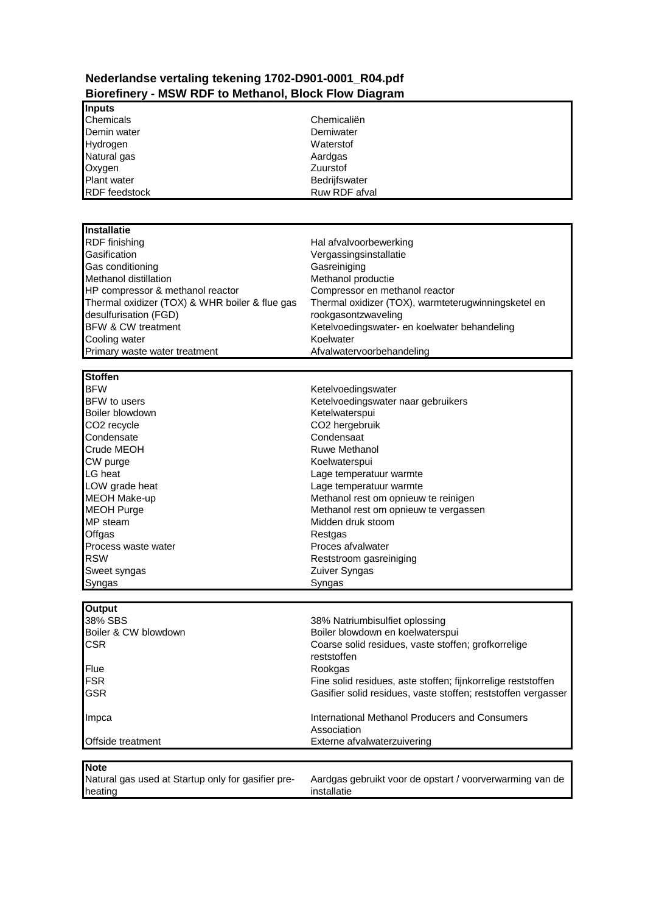**Nederlandse vertaling tekening 1702-D901-0001_R04.pdf**
**Biorefinery - MSW RDF to Methanol, Block Flow Diagram**

| **Inputs** | |
|---|---|
| Chemicals | Chemicaliën |
| Demin water | Demiwater |
| Hydrogen | Waterstof |
| Natural gas | Aardgas |
| Oxygen | Zuurstof |
| Plant water | Bedrijfswater |
| RDF feedstock | Ruw RDF afval |

| **Installatie** | |
|---|---|
| RDF finishing | Hal afvalvoorbewerking |
| Gasification | Vergassingsinstallatie |
| Gas conditioning | Gasreiniging |
| Methanol distillation | Methanol productie |
| HP compressor & methanol reactor | Compressor en methanol reactor |
| Thermal oxidizer (TOX) & WHR boiler & flue gas desulfurisation (FGD) | Thermal oxidizer (TOX), warmteterugwinningsketel en rookgasontzwaveling |
| BFW & CW treatment | Ketelvoedingswater- en koelwater behandeling |
| Cooling water | Koelwater |
| Primary waste water treatment | Afvalwatervoorbehandeling |

| **Stoffen** | |
|---|---|
| BFW | Ketelvoedingswater |
| BFW to users | Ketelvoedingswater naar gebruikers |
| Boiler blowdown | Ketelwaterspui |
| $CO_2$ recycle | $CO_2$ hergebruik |
| Condensate | Condensaat |
| Crude MEOH | Ruwe Methanol |
| CW purge | Koelwaterspui |
| LG heat | Lage temperatuur warmte |
| LOW grade heat | Lage temperatuur warmte |
| MEOH Make-up | Methanol rest om opnieuw te reinigen |
| MEOH Purge | Methanol rest om opnieuw te vergassen |
| MP steam | Midden druk stoom |
| Offgas | Restgas |
| Process waste water | Proces afvalwater |
| RSW | Reststroom gasreiniging |
| Sweet syngas | Zuiver Syngas |
| Syngas | Syngas |

| **Output** | |
|---|---|
| 38% SBS | 38% Natriumbisulfiet oplossing |
| Boiler & CW blowdown | Boiler blowdown en koelwaterspui |
| CSR | Coarse solid residues, vaste stoffen; grofkorrelige reststoffen |
| Flue | Rookgas |
| FSR | Fine solid residues, aste stoffen; fijnkorrelige reststoffen |
| GSR | Gasifier solid residues, vaste stoffen; reststoffen vergasser |
| Impca | International Methanol Producers and Consumers Association |
| Offside treatment | Externe afvalwaterzuivering |

| **Note** | |
|---|---|
| Natural gas used at Startup only for gasifier pre-heating | Aardgas gebruikt voor de opstart / voorverwarming van de installatie |